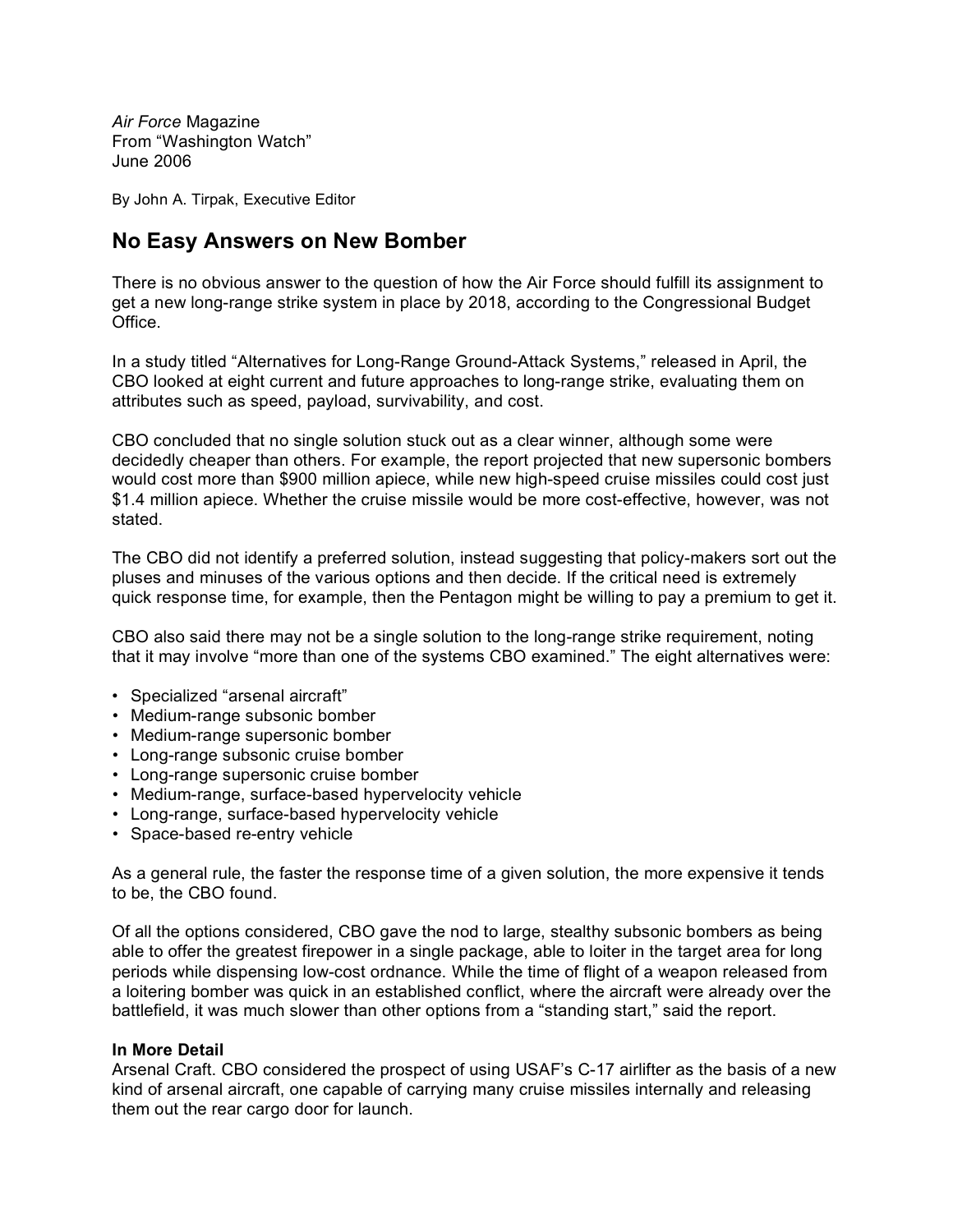*Air Force* Magazine
From "Washington Watch"
June 2006

By John A. Tirpak, Executive Editor

## No Easy Answers on New Bomber

There is no obvious answer to the question of how the Air Force should fulfill its assignment to get a new long-range strike system in place by 2018, according to the Congressional Budget Office.

In a study titled "Alternatives for Long-Range Ground-Attack Systems," released in April, the CBO looked at eight current and future approaches to long-range strike, evaluating them on attributes such as speed, payload, survivability, and cost.

CBO concluded that no single solution stuck out as a clear winner, although some were decidedly cheaper than others. For example, the report projected that new supersonic bombers would cost more than $900 million apiece, while new high-speed cruise missiles could cost just $1.4 million apiece. Whether the cruise missile would be more cost-effective, however, was not stated.

The CBO did not identify a preferred solution, instead suggesting that policy-makers sort out the pluses and minuses of the various options and then decide. If the critical need is extremely quick response time, for example, then the Pentagon might be willing to pay a premium to get it.

CBO also said there may not be a single solution to the long-range strike requirement, noting that it may involve "more than one of the systems CBO examined." The eight alternatives were:

- Specialized "arsenal aircraft"
- Medium-range subsonic bomber
- Medium-range supersonic bomber
- Long-range subsonic cruise bomber
- Long-range supersonic cruise bomber
- Medium-range, surface-based hypervelocity vehicle
- Long-range, surface-based hypervelocity vehicle
- Space-based re-entry vehicle

As a general rule, the faster the response time of a given solution, the more expensive it tends to be, the CBO found.

Of all the options considered, CBO gave the nod to large, stealthy subsonic bombers as being able to offer the greatest firepower in a single package, able to loiter in the target area for long periods while dispensing low-cost ordnance. While the time of flight of a weapon released from a loitering bomber was quick in an established conflict, where the aircraft were already over the battlefield, it was much slower than other options from a "standing start," said the report.

**In More Detail**
Arsenal Craft. CBO considered the prospect of using USAF's C-17 airlifter as the basis of a new kind of arsenal aircraft, one capable of carrying many cruise missiles internally and releasing them out the rear cargo door for launch.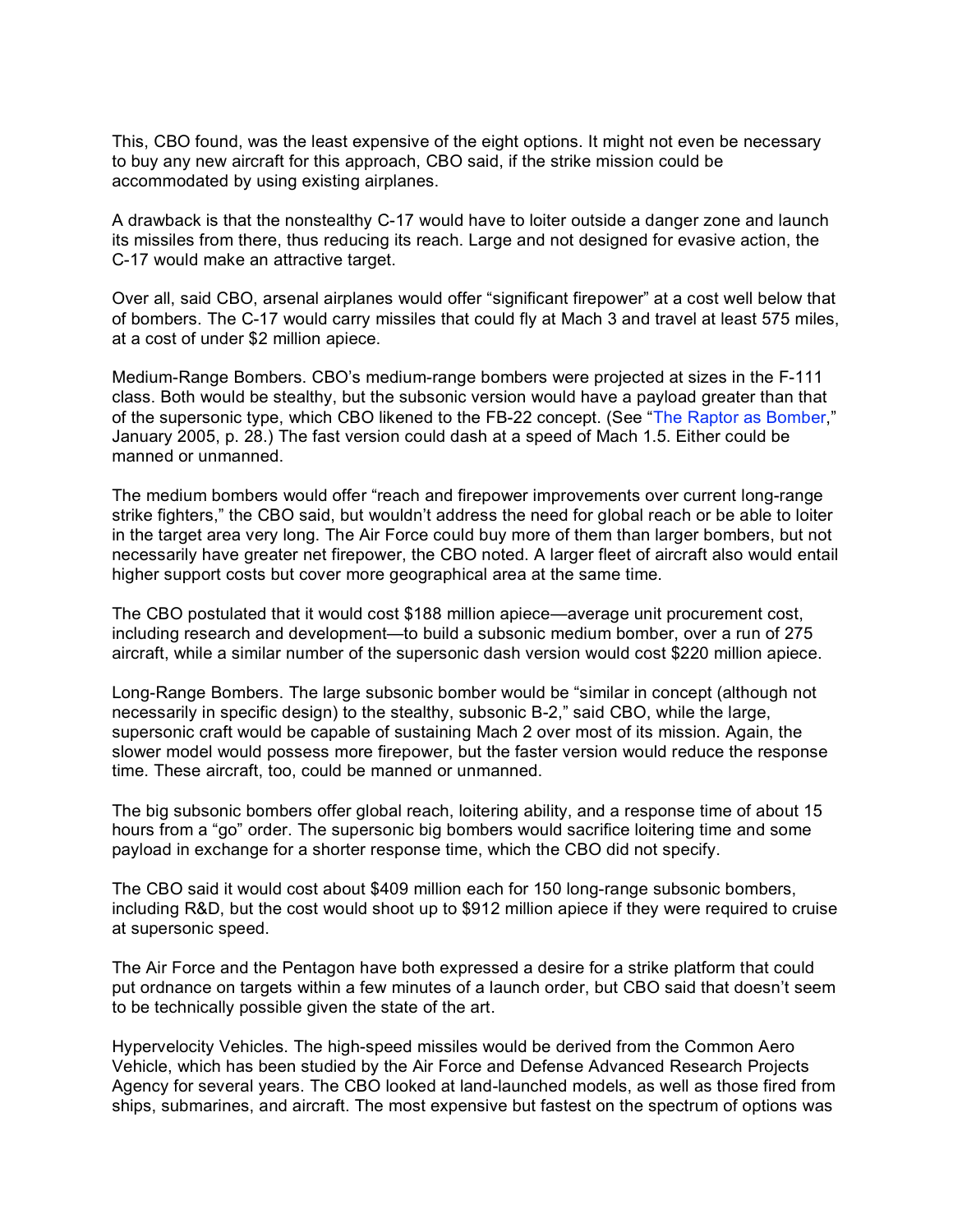This, CBO found, was the least expensive of the eight options. It might not even be necessary to buy any new aircraft for this approach, CBO said, if the strike mission could be accommodated by using existing airplanes.

A drawback is that the nonstealthy C-17 would have to loiter outside a danger zone and launch its missiles from there, thus reducing its reach. Large and not designed for evasive action, the C-17 would make an attractive target.

Over all, said CBO, arsenal airplanes would offer "significant firepower" at a cost well below that of bombers. The C-17 would carry missiles that could fly at Mach 3 and travel at least 575 miles, at a cost of under $2 million apiece.

Medium-Range Bombers. CBO's medium-range bombers were projected at sizes in the F-111 class. Both would be stealthy, but the subsonic version would have a payload greater than that of the supersonic type, which CBO likened to the FB-22 concept. (See "The Raptor as Bomber," January 2005, p. 28.) The fast version could dash at a speed of Mach 1.5. Either could be manned or unmanned.

The medium bombers would offer "reach and firepower improvements over current long-range strike fighters," the CBO said, but wouldn't address the need for global reach or be able to loiter in the target area very long. The Air Force could buy more of them than larger bombers, but not necessarily have greater net firepower, the CBO noted. A larger fleet of aircraft also would entail higher support costs but cover more geographical area at the same time.

The CBO postulated that it would cost $188 million apiece—average unit procurement cost, including research and development—to build a subsonic medium bomber, over a run of 275 aircraft, while a similar number of the supersonic dash version would cost $220 million apiece.

Long-Range Bombers. The large subsonic bomber would be "similar in concept (although not necessarily in specific design) to the stealthy, subsonic B-2," said CBO, while the large, supersonic craft would be capable of sustaining Mach 2 over most of its mission. Again, the slower model would possess more firepower, but the faster version would reduce the response time. These aircraft, too, could be manned or unmanned.

The big subsonic bombers offer global reach, loitering ability, and a response time of about 15 hours from a "go" order. The supersonic big bombers would sacrifice loitering time and some payload in exchange for a shorter response time, which the CBO did not specify.

The CBO said it would cost about $409 million each for 150 long-range subsonic bombers, including R&D, but the cost would shoot up to $912 million apiece if they were required to cruise at supersonic speed.

The Air Force and the Pentagon have both expressed a desire for a strike platform that could put ordnance on targets within a few minutes of a launch order, but CBO said that doesn't seem to be technically possible given the state of the art.

Hypervelocity Vehicles. The high-speed missiles would be derived from the Common Aero Vehicle, which has been studied by the Air Force and Defense Advanced Research Projects Agency for several years. The CBO looked at land-launched models, as well as those fired from ships, submarines, and aircraft. The most expensive but fastest on the spectrum of options was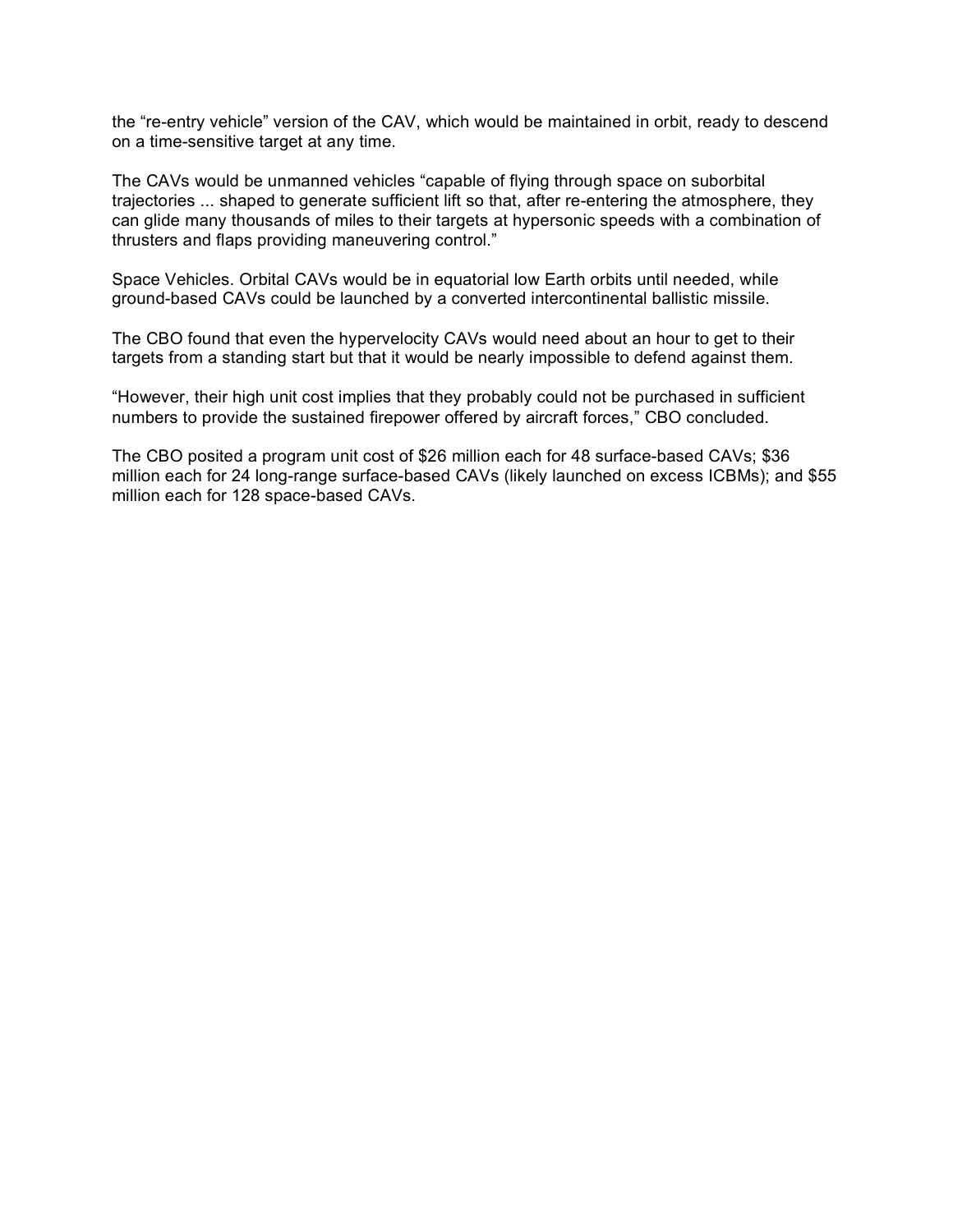the "re-entry vehicle" version of the CAV, which would be maintained in orbit, ready to descend on a time-sensitive target at any time.

The CAVs would be unmanned vehicles "capable of flying through space on suborbital trajectories ... shaped to generate sufficient lift so that, after re-entering the atmosphere, they can glide many thousands of miles to their targets at hypersonic speeds with a combination of thrusters and flaps providing maneuvering control."

Space Vehicles. Orbital CAVs would be in equatorial low Earth orbits until needed, while ground-based CAVs could be launched by a converted intercontinental ballistic missile.

The CBO found that even the hypervelocity CAVs would need about an hour to get to their targets from a standing start but that it would be nearly impossible to defend against them.

"However, their high unit cost implies that they probably could not be purchased in sufficient numbers to provide the sustained firepower offered by aircraft forces," CBO concluded.

The CBO posited a program unit cost of $26 million each for 48 surface-based CAVs; $36 million each for 24 long-range surface-based CAVs (likely launched on excess ICBMs); and $55 million each for 128 space-based CAVs.